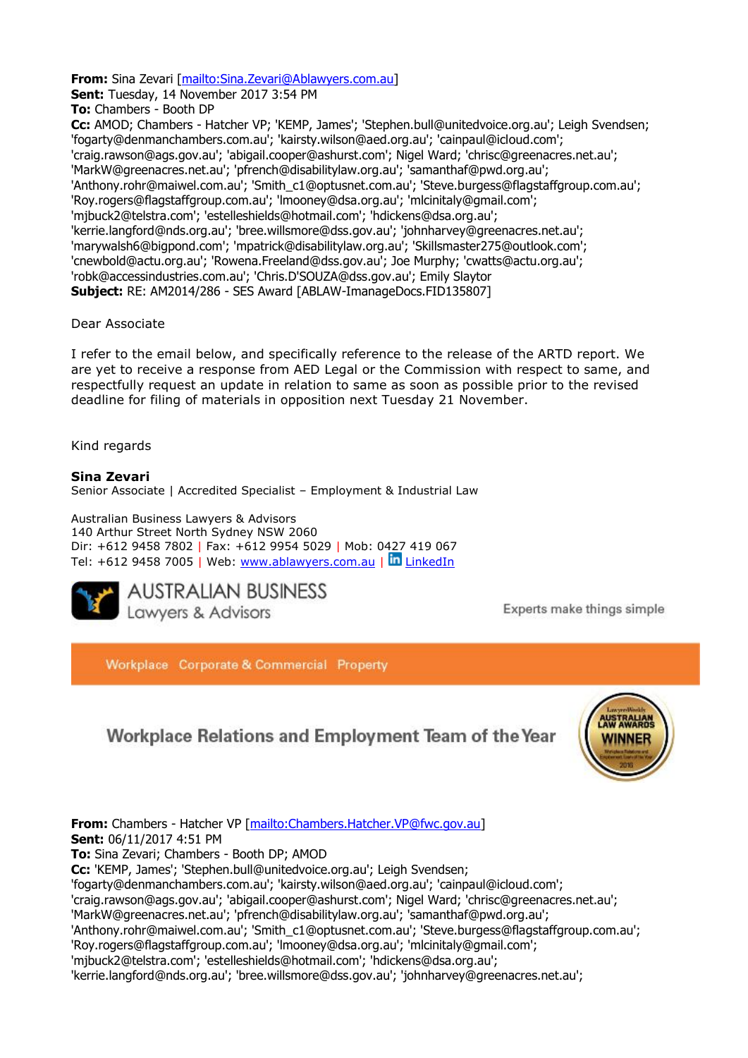**From:** Sina Zevari [mailto:Sina.Zevari@Ablawyers.com.au]
**Sent:** Tuesday, 14 November 2017 3:54 PM
**To:** Chambers - Booth DP
**Cc:** AMOD; Chambers - Hatcher VP; 'KEMP, James'; 'Stephen.bull@unitedvoice.org.au'; Leigh Svendsen; 'fogarty@denmanchambers.com.au'; 'kairsty.wilson@aed.org.au'; 'cainpaul@icloud.com'; 'craig.rawson@ags.gov.au'; 'abigail.cooper@ashurst.com'; Nigel Ward; 'chrisc@greenacres.net.au'; 'MarkW@greenacres.net.au'; 'pfrench@disabilitylaw.org.au'; 'samanthaf@pwd.org.au'; 'Anthony.rohr@maiwel.com.au'; 'Smith_c1@optusnet.com.au'; 'Steve.burgess@flagstaffgroup.com.au'; 'Roy.rogers@flagstaffgroup.com.au'; 'lmooney@dsa.org.au'; 'mlcinitaly@gmail.com'; 'mjbuck2@telstra.com'; 'estelleshields@hotmail.com'; 'hdickens@dsa.org.au'; 'kerrie.langford@nds.org.au'; 'bree.willsmore@dss.gov.au'; 'johnharvey@greenacres.net.au'; 'marywalsh6@bigpond.com'; 'mpatrick@disabilitylaw.org.au'; 'Skillsmaster275@outlook.com'; 'cnewbold@actu.org.au'; 'Rowena.Freeland@dss.gov.au'; Joe Murphy; 'cwatts@actu.org.au'; 'robk@accessindustries.com.au'; 'Chris.D'SOUZA@dss.gov.au'; Emily Slaytor
**Subject:** RE: AM2014/286 - SES Award [ABLAW-ImanageDocs.FID135807]

Dear Associate

I refer to the email below, and specifically reference to the release of the ARTD report. We are yet to receive a response from AED Legal or the Commission with respect to same, and respectfully request an update in relation to same as soon as possible prior to the revised deadline for filing of materials in opposition next Tuesday 21 November.

Kind regards

**Sina Zevari**
Senior Associate | Accredited Specialist – Employment & Industrial Law

Australian Business Lawyers & Advisors
140 Arthur Street North Sydney NSW 2060
Dir: +612 9458 7802 | Fax: +612 9954 5029 | Mob: 0427 419 067
Tel: +612 9458 7005 | Web: www.ablawyers.com.au | LinkedIn

AUSTRALIAN BUSINESS Lawyers & Advisors — Experts make things simple

Workplace Corporate & Commercial Property

Workplace Relations and Employment Team of the Year — Lawyers Weekly Australian Law Awards Winner 2016

**From:** Chambers - Hatcher VP [mailto:Chambers.Hatcher.VP@fwc.gov.au]
**Sent:** 06/11/2017 4:51 PM
**To:** Sina Zevari; Chambers - Booth DP; AMOD
**Cc:** 'KEMP, James'; 'Stephen.bull@unitedvoice.org.au'; Leigh Svendsen; 'fogarty@denmanchambers.com.au'; 'kairsty.wilson@aed.org.au'; 'cainpaul@icloud.com'; 'craig.rawson@ags.gov.au'; 'abigail.cooper@ashurst.com'; Nigel Ward; 'chrisc@greenacres.net.au'; 'MarkW@greenacres.net.au'; 'pfrench@disabilitylaw.org.au'; 'samanthaf@pwd.org.au'; 'Anthony.rohr@maiwel.com.au'; 'Smith_c1@optusnet.com.au'; 'Steve.burgess@flagstaffgroup.com.au'; 'Roy.rogers@flagstaffgroup.com.au'; 'lmooney@dsa.org.au'; 'mlcinitaly@gmail.com'; 'mjbuck2@telstra.com'; 'estelleshields@hotmail.com'; 'hdickens@dsa.org.au'; 'kerrie.langford@nds.org.au'; 'bree.willsmore@dss.gov.au'; 'johnharvey@greenacres.net.au';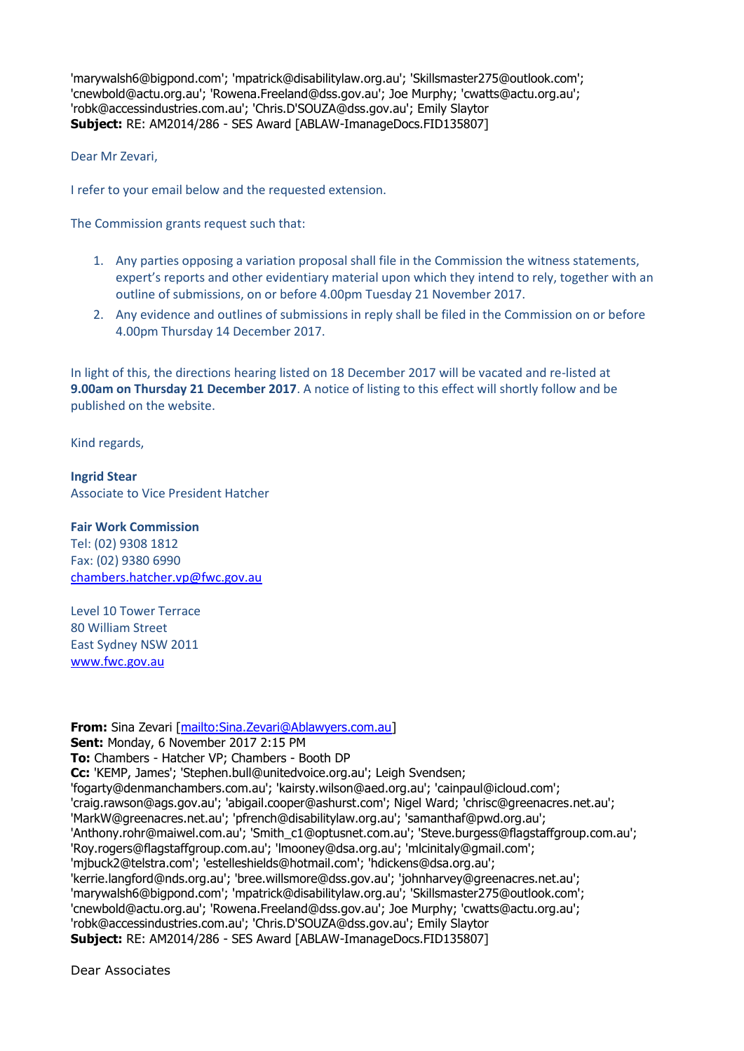'marywalsh6@bigpond.com'; 'mpatrick@disabilitylaw.org.au'; 'Skillsmaster275@outlook.com'; 'cnewbold@actu.org.au'; 'Rowena.Freeland@dss.gov.au'; Joe Murphy; 'cwatts@actu.org.au'; 'robk@accessindustries.com.au'; 'Chris.D'SOUZA@dss.gov.au'; Emily Slaytor
**Subject:** RE: AM2014/286 - SES Award [ABLAW-ImanageDocs.FID135807]

Dear Mr Zevari,

I refer to your email below and the requested extension.

The Commission grants request such that:

1. Any parties opposing a variation proposal shall file in the Commission the witness statements, expert's reports and other evidentiary material upon which they intend to rely, together with an outline of submissions, on or before 4.00pm Tuesday 21 November 2017.
2. Any evidence and outlines of submissions in reply shall be filed in the Commission on or before 4.00pm Thursday 14 December 2017.

In light of this, the directions hearing listed on 18 December 2017 will be vacated and re-listed at **9.00am on Thursday 21 December 2017**. A notice of listing to this effect will shortly follow and be published on the website.

Kind regards,

**Ingrid Stear**
Associate to Vice President Hatcher

**Fair Work Commission**
Tel: (02) 9308 1812
Fax: (02) 9380 6990
chambers.hatcher.vp@fwc.gov.au

Level 10 Tower Terrace
80 William Street
East Sydney NSW 2011
www.fwc.gov.au

**From:** Sina Zevari [mailto:Sina.Zevari@Ablawyers.com.au]
**Sent:** Monday, 6 November 2017 2:15 PM
**To:** Chambers - Hatcher VP; Chambers - Booth DP
**Cc:** 'KEMP, James'; 'Stephen.bull@unitedvoice.org.au'; Leigh Svendsen; 'fogarty@denmanchambers.com.au'; 'kairsty.wilson@aed.org.au'; 'cainpaul@icloud.com'; 'craig.rawson@ags.gov.au'; 'abigail.cooper@ashurst.com'; Nigel Ward; 'chrisc@greenacres.net.au'; 'MarkW@greenacres.net.au'; 'pfrench@disabilitylaw.org.au'; 'samanthaf@pwd.org.au'; 'Anthony.rohr@maiwel.com.au'; 'Smith_c1@optusnet.com.au'; 'Steve.burgess@flagstaffgroup.com.au'; 'Roy.rogers@flagstaffgroup.com.au'; 'lmooney@dsa.org.au'; 'mlcinitaly@gmail.com'; 'mjbuck2@telstra.com'; 'estelleshields@hotmail.com'; 'hdickens@dsa.org.au'; 'kerrie.langford@nds.org.au'; 'bree.willsmore@dss.gov.au'; 'johnharvey@greenacres.net.au'; 'marywalsh6@bigpond.com'; 'mpatrick@disabilitylaw.org.au'; 'Skillsmaster275@outlook.com'; 'cnewbold@actu.org.au'; 'Rowena.Freeland@dss.gov.au'; Joe Murphy; 'cwatts@actu.org.au'; 'robk@accessindustries.com.au'; 'Chris.D'SOUZA@dss.gov.au'; Emily Slaytor
**Subject:** RE: AM2014/286 - SES Award [ABLAW-ImanageDocs.FID135807]

Dear Associates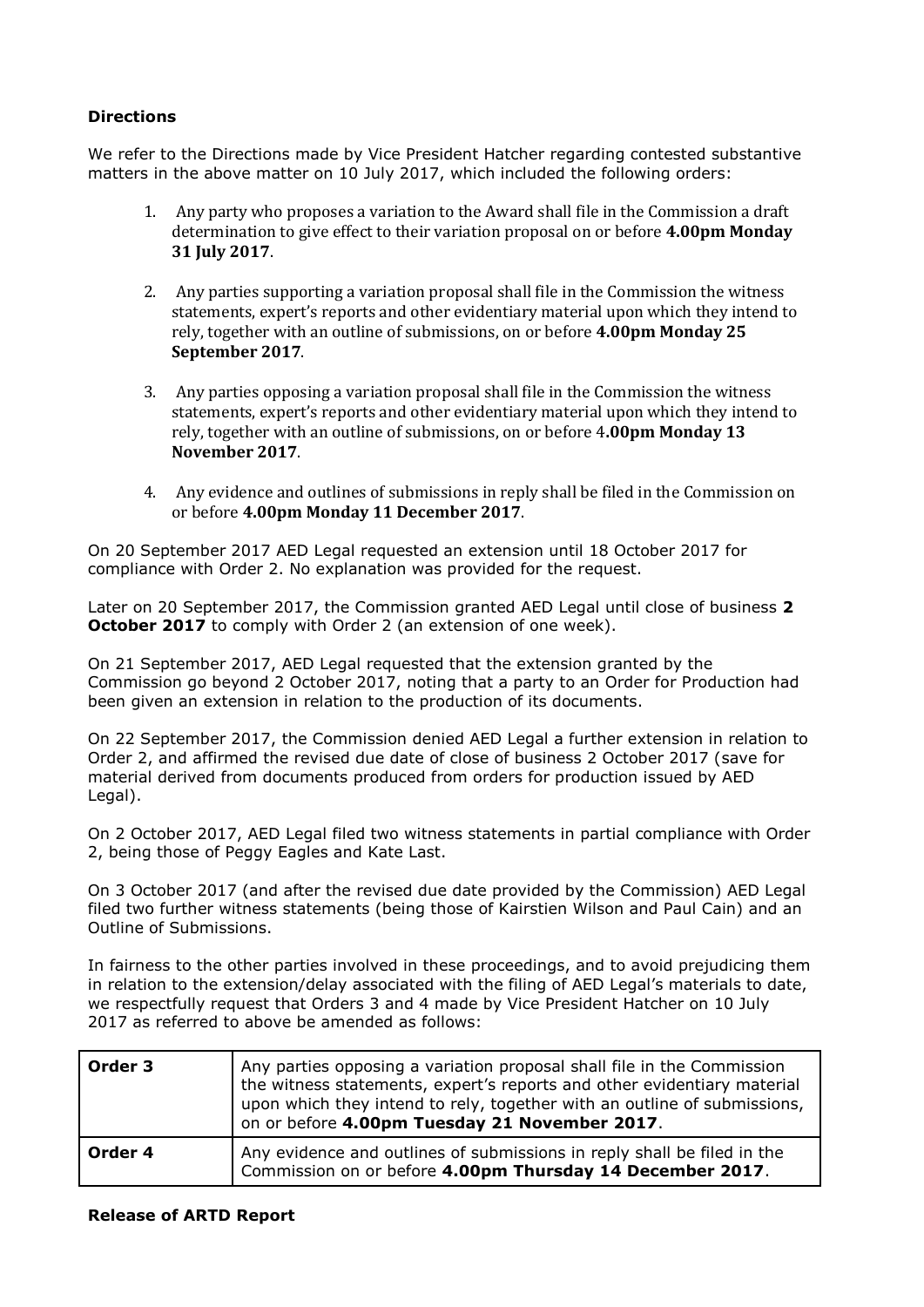**Directions**

We refer to the Directions made by Vice President Hatcher regarding contested substantive matters in the above matter on 10 July 2017, which included the following orders:

1. Any party who proposes a variation to the Award shall file in the Commission a draft determination to give effect to their variation proposal on or before **4.00pm Monday 31 July 2017**.

2. Any parties supporting a variation proposal shall file in the Commission the witness statements, expert's reports and other evidentiary material upon which they intend to rely, together with an outline of submissions, on or before **4.00pm Monday 25 September 2017**.

3. Any parties opposing a variation proposal shall file in the Commission the witness statements, expert's reports and other evidentiary material upon which they intend to rely, together with an outline of submissions, on or before 4**.00pm Monday 13 November 2017**.

4. Any evidence and outlines of submissions in reply shall be filed in the Commission on or before **4.00pm Monday 11 December 2017**.

On 20 September 2017 AED Legal requested an extension until 18 October 2017 for compliance with Order 2. No explanation was provided for the request.

Later on 20 September 2017, the Commission granted AED Legal until close of business **2 October 2017** to comply with Order 2 (an extension of one week).

On 21 September 2017, AED Legal requested that the extension granted by the Commission go beyond 2 October 2017, noting that a party to an Order for Production had been given an extension in relation to the production of its documents.

On 22 September 2017, the Commission denied AED Legal a further extension in relation to Order 2, and affirmed the revised due date of close of business 2 October 2017 (save for material derived from documents produced from orders for production issued by AED Legal).

On 2 October 2017, AED Legal filed two witness statements in partial compliance with Order 2, being those of Peggy Eagles and Kate Last.

On 3 October 2017 (and after the revised due date provided by the Commission) AED Legal filed two further witness statements (being those of Kairstien Wilson and Paul Cain) and an Outline of Submissions.

In fairness to the other parties involved in these proceedings, and to avoid prejudicing them in relation to the extension/delay associated with the filing of AED Legal's materials to date, we respectfully request that Orders 3 and 4 made by Vice President Hatcher on 10 July 2017 as referred to above be amended as follows:

| | |
|---|---|
| **Order 3** | Any parties opposing a variation proposal shall file in the Commission the witness statements, expert's reports and other evidentiary material upon which they intend to rely, together with an outline of submissions, on or before **4.00pm Tuesday 21 November 2017**. |
| **Order 4** | Any evidence and outlines of submissions in reply shall be filed in the Commission on or before **4.00pm Thursday 14 December 2017**. |

**Release of ARTD Report**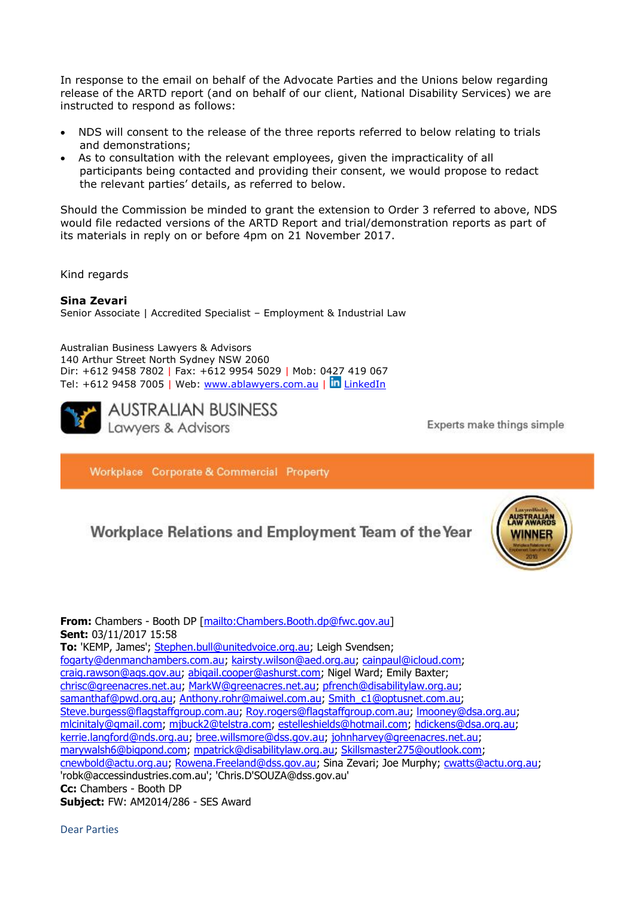In response to the email on behalf of the Advocate Parties and the Unions below regarding release of the ARTD report (and on behalf of our client, National Disability Services) we are instructed to respond as follows:

- NDS will consent to the release of the three reports referred to below relating to trials and demonstrations;
- As to consultation with the relevant employees, given the impracticality of all participants being contacted and providing their consent, we would propose to redact the relevant parties' details, as referred to below.

Should the Commission be minded to grant the extension to Order 3 referred to above, NDS would file redacted versions of the ARTD Report and trial/demonstration reports as part of its materials in reply on or before 4pm on 21 November 2017.

Kind regards

**Sina Zevari**
Senior Associate | Accredited Specialist – Employment & Industrial Law

Australian Business Lawyers & Advisors
140 Arthur Street North Sydney NSW 2060
Dir: +612 9458 7802 | Fax: +612 9954 5029 | Mob: 0427 419 067
Tel: +612 9458 7005 | Web: www.ablawyers.com.au | LinkedIn

AUSTRALIAN BUSINESS Lawyers & Advisors — Experts make things simple

Workplace Corporate & Commercial Property

Workplace Relations and Employment Team of the Year

**From:** Chambers - Booth DP [mailto:Chambers.Booth.dp@fwc.gov.au]
**Sent:** 03/11/2017 15:58
**To:** 'KEMP, James'; Stephen.bull@unitedvoice.org.au; Leigh Svendsen; fogarty@denmanchambers.com.au; kairsty.wilson@aed.org.au; cainpaul@icloud.com; craig.rawson@ags.gov.au; abigail.cooper@ashurst.com; Nigel Ward; Emily Baxter; chrisc@greenacres.net.au; MarkW@greenacres.net.au; pfrench@disabilitylaw.org.au; samanthaf@pwd.org.au; Anthony.rohr@maiwel.com.au; Smith_c1@optusnet.com.au; Steve.burgess@flagstaffgroup.com.au; Roy.rogers@flagstaffgroup.com.au; lmooney@dsa.org.au; mlcinitaly@gmail.com; mjbuck2@telstra.com; estelleshields@hotmail.com; hdickens@dsa.org.au; kerrie.langford@nds.org.au; bree.willsmore@dss.gov.au; johnharvey@greenacres.net.au; marywalsh6@bigpond.com; mpatrick@disabilitylaw.org.au; Skillsmaster275@outlook.com; cnewbold@actu.org.au; Rowena.Freeland@dss.gov.au; Sina Zevari; Joe Murphy; cwatts@actu.org.au; 'robk@accessindustries.com.au'; 'Chris.D'SOUZA@dss.gov.au'
**Cc:** Chambers - Booth DP
**Subject:** FW: AM2014/286 - SES Award

Dear Parties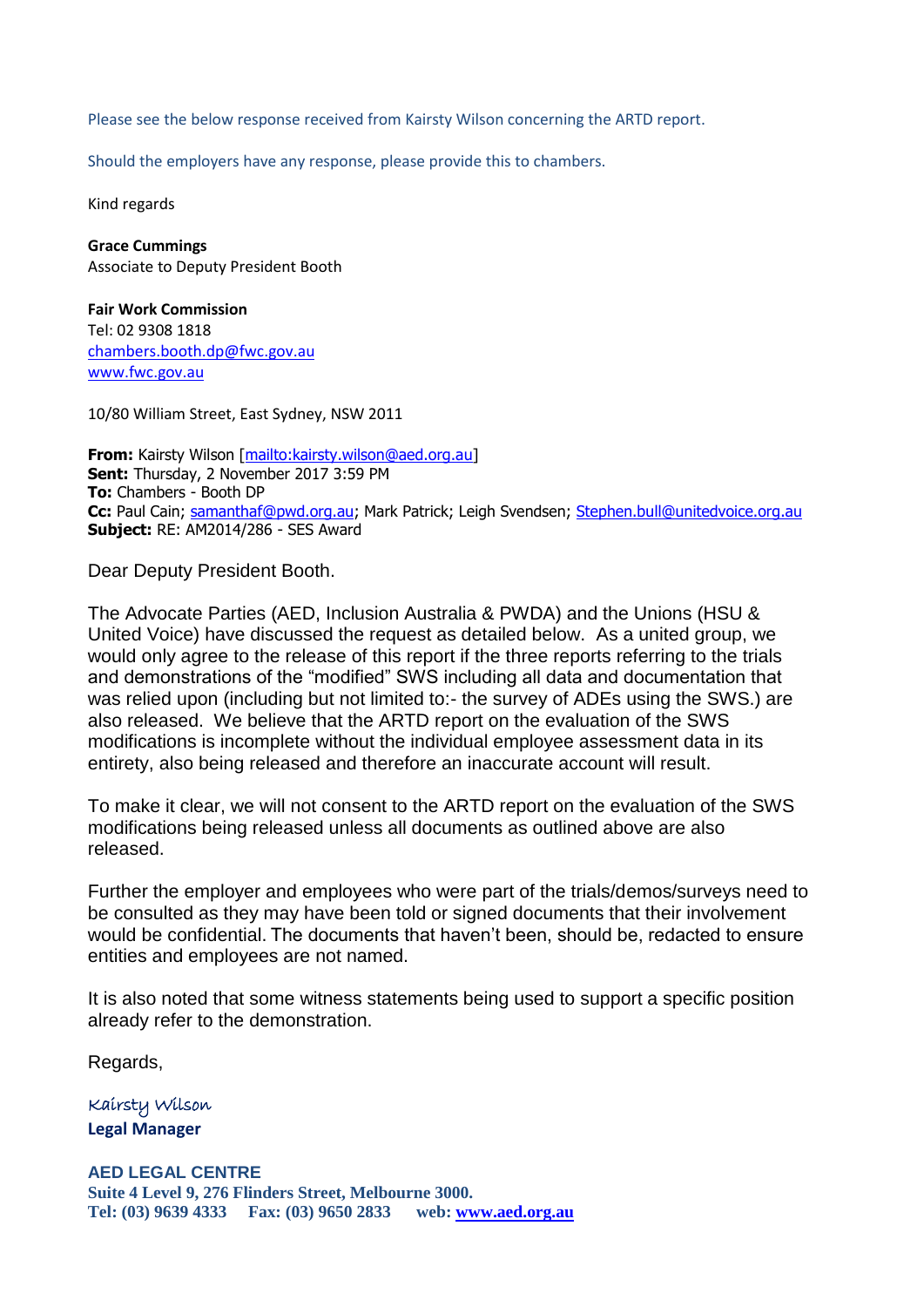Please see the below response received from Kairsty Wilson concerning the ARTD report.

Should the employers have any response, please provide this to chambers.

Kind regards

**Grace Cummings**
Associate to Deputy President Booth

**Fair Work Commission**
Tel: 02 9308 1818
chambers.booth.dp@fwc.gov.au
www.fwc.gov.au

10/80 William Street, East Sydney, NSW 2011

**From:** Kairsty Wilson [mailto:kairsty.wilson@aed.org.au]
**Sent:** Thursday, 2 November 2017 3:59 PM
**To:** Chambers - Booth DP
**Cc:** Paul Cain; samanthaf@pwd.org.au; Mark Patrick; Leigh Svendsen; Stephen.bull@unitedvoice.org.au
**Subject:** RE: AM2014/286 - SES Award

Dear Deputy President Booth.

The Advocate Parties (AED, Inclusion Australia & PWDA) and the Unions (HSU & United Voice) have discussed the request as detailed below. As a united group, we would only agree to the release of this report if the three reports referring to the trials and demonstrations of the "modified" SWS including all data and documentation that was relied upon (including but not limited to:- the survey of ADEs using the SWS.) are also released. We believe that the ARTD report on the evaluation of the SWS modifications is incomplete without the individual employee assessment data in its entirety, also being released and therefore an inaccurate account will result.

To make it clear, we will not consent to the ARTD report on the evaluation of the SWS modifications being released unless all documents as outlined above are also released.

Further the employer and employees who were part of the trials/demos/surveys need to be consulted as they may have been told or signed documents that their involvement would be confidential. The documents that haven't been, should be, redacted to ensure entities and employees are not named.

It is also noted that some witness statements being used to support a specific position already refer to the demonstration.

Regards,

Kairsty Wilson
**Legal Manager**

**AED LEGAL CENTRE**
**Suite 4 Level 9, 276 Flinders Street, Melbourne 3000.**
**Tel: (03) 9639 4333 Fax: (03) 9650 2833 web: www.aed.org.au**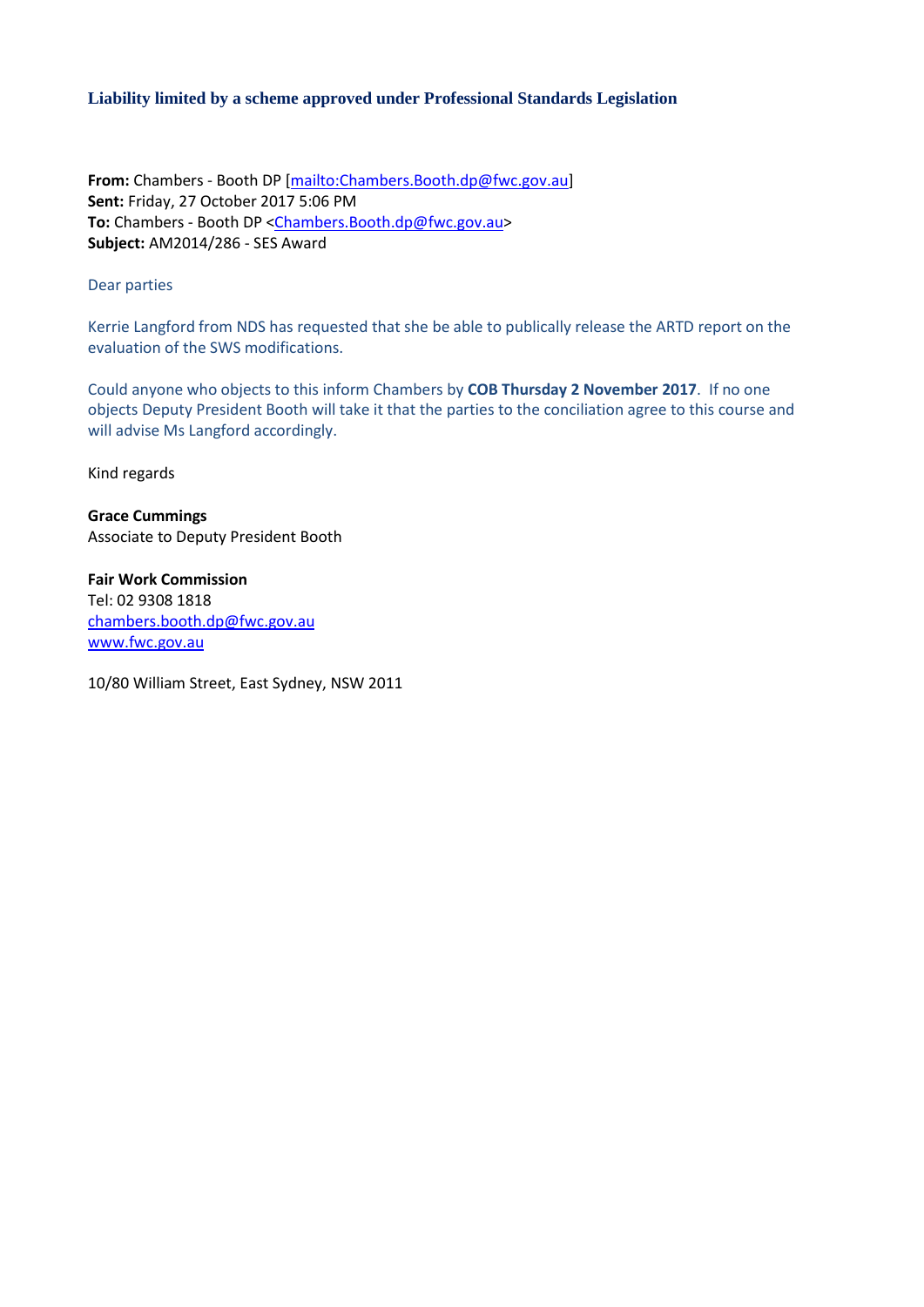**Liability limited by a scheme approved under Professional Standards Legislation**

**From:** Chambers - Booth DP [mailto:Chambers.Booth.dp@fwc.gov.au]
**Sent:** Friday, 27 October 2017 5:06 PM
**To:** Chambers - Booth DP <Chambers.Booth.dp@fwc.gov.au>
**Subject:** AM2014/286 - SES Award

Dear parties

Kerrie Langford from NDS has requested that she be able to publically release the ARTD report on the evaluation of the SWS modifications.

Could anyone who objects to this inform Chambers by **COB Thursday 2 November 2017**. If no one objects Deputy President Booth will take it that the parties to the conciliation agree to this course and will advise Ms Langford accordingly.

Kind regards

**Grace Cummings**
Associate to Deputy President Booth

**Fair Work Commission**
Tel: 02 9308 1818
chambers.booth.dp@fwc.gov.au
www.fwc.gov.au

10/80 William Street, East Sydney, NSW 2011